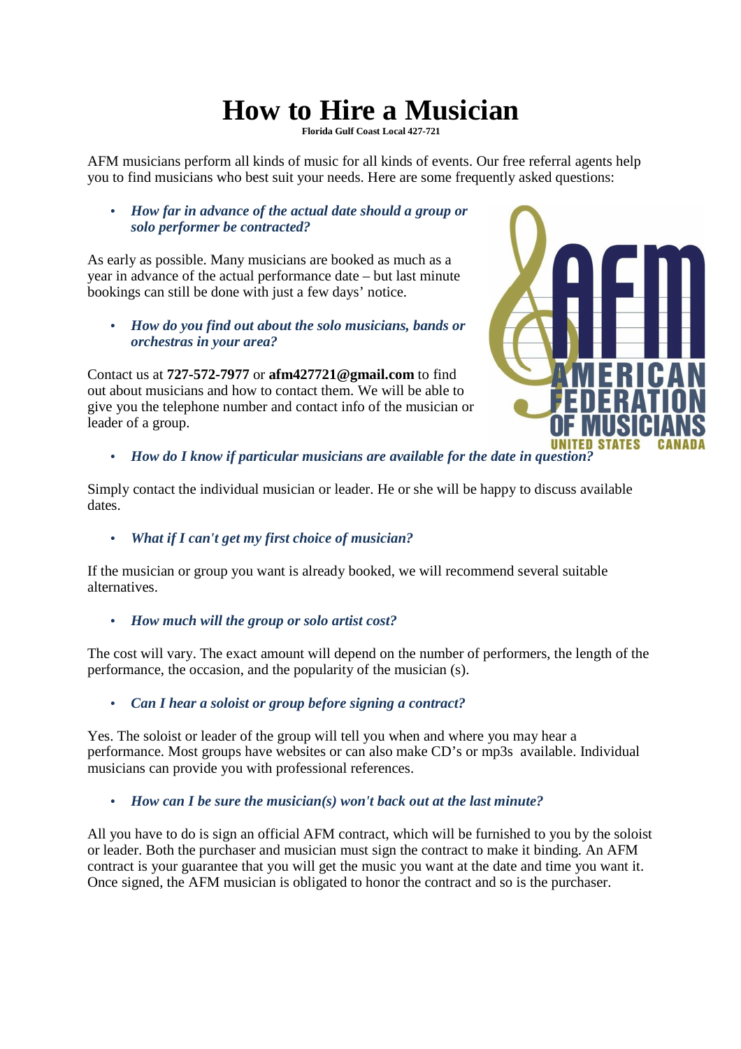# How to Hire a Musician

**Florida Gulf Coast Local 427-721**

AFM musicians perform all kinds of music for all kinds of events. Our free referral agents help you to find musicians who best suit your needs. Here are some frequently asked questions:

- ***How far in advance of the actual date should a group or solo performer be contracted?***

As early as possible. Many musicians are booked as much as a year in advance of the actual performance date – but last minute bookings can still be done with just a few days' notice.

- ***How do you find out about the solo musicians, bands or orchestras in your area?***

Contact us at **727-572-7977** or **afm427721@gmail.com** to find out about musicians and how to contact them. We will be able to give you the telephone number and contact info of the musician or leader of a group.

- ***How do I know if particular musicians are available for the date in question?***

Simply contact the individual musician or leader. He or she will be happy to discuss available dates.

- ***What if I can't get my first choice of musician?***

If the musician or group you want is already booked, we will recommend several suitable alternatives.

- ***How much will the group or solo artist cost?***

The cost will vary. The exact amount will depend on the number of performers, the length of the performance, the occasion, and the popularity of the musician (s).

- ***Can I hear a soloist or group before signing a contract?***

Yes. The soloist or leader of the group will tell you when and where you may hear a performance. Most groups have websites or can also make CD's or mp3s available. Individual musicians can provide you with professional references.

- ***How can I be sure the musician(s) won't back out at the last minute?***

All you have to do is sign an official AFM contract, which will be furnished to you by the soloist or leader. Both the purchaser and musician must sign the contract to make it binding. An AFM contract is your guarantee that you will get the music you want at the date and time you want it. Once signed, the AFM musician is obligated to honor the contract and so is the purchaser.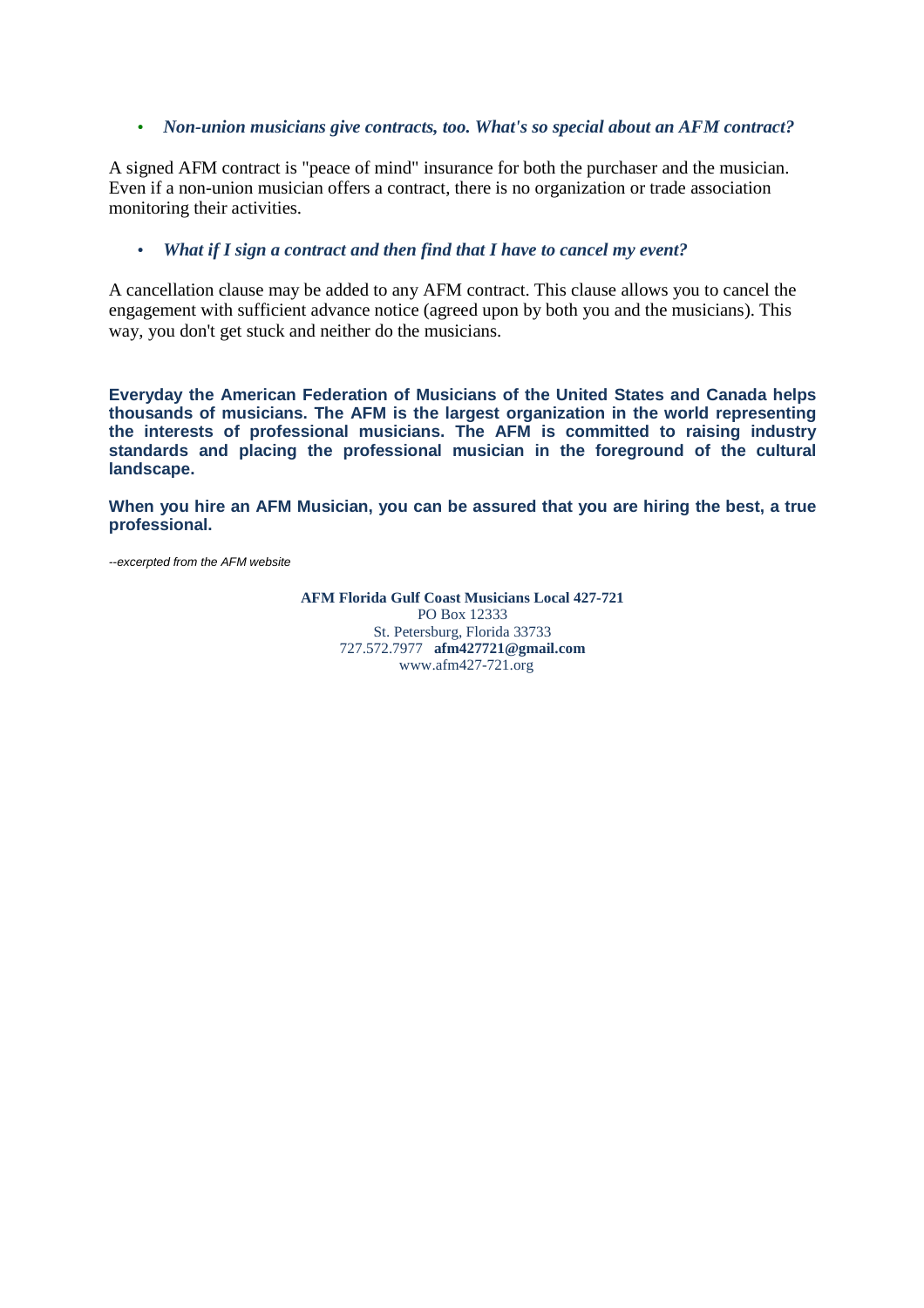- ***Non-union musicians give contracts, too. What's so special about an AFM contract?***

A signed AFM contract is "peace of mind" insurance for both the purchaser and the musician. Even if a non-union musician offers a contract, there is no organization or trade association monitoring their activities.

- ***What if I sign a contract and then find that I have to cancel my event?***

A cancellation clause may be added to any AFM contract. This clause allows you to cancel the engagement with sufficient advance notice (agreed upon by both you and the musicians). This way, you don't get stuck and neither do the musicians.

**Everyday the American Federation of Musicians of the United States and Canada helps thousands of musicians. The AFM is the largest organization in the world representing the interests of professional musicians. The AFM is committed to raising industry standards and placing the professional musician in the foreground of the cultural landscape.**

**When you hire an AFM Musician, you can be assured that you are hiring the best, a true professional.**

*--excerpted from the AFM website*

**AFM Florida Gulf Coast Musicians Local 427-721**
PO Box 12333
St. Petersburg, Florida 33733
727.572.7977 **afm427721@gmail.com**
www.afm427-721.org